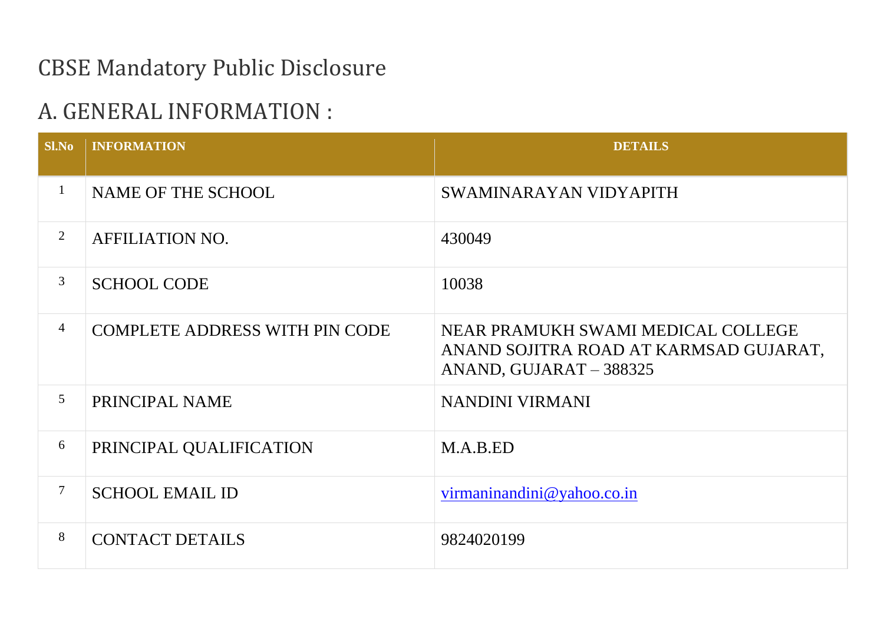# CBSE Mandatory Public Disclosure

## A. GENERAL INFORMATION :

| Sl.No | INFORMATION | DETAILS |
|---|---|---|
| 1 | NAME OF THE SCHOOL | SWAMINARAYAN VIDYAPITH |
| 2 | AFFILIATION NO. | 430049 |
| 3 | SCHOOL CODE | 10038 |
| 4 | COMPLETE ADDRESS WITH PIN CODE | NEAR PRAMUKH SWAMI MEDICAL COLLEGE ANAND SOJITRA ROAD AT KARMSAD GUJARAT, ANAND, GUJARAT – 388325 |
| 5 | PRINCIPAL NAME | NANDINI VIRMANI |
| 6 | PRINCIPAL QUALIFICATION | M.A.B.ED |
| 7 | SCHOOL EMAIL ID | virmaninandini@yahoo.co.in |
| 8 | CONTACT DETAILS | 9824020199 |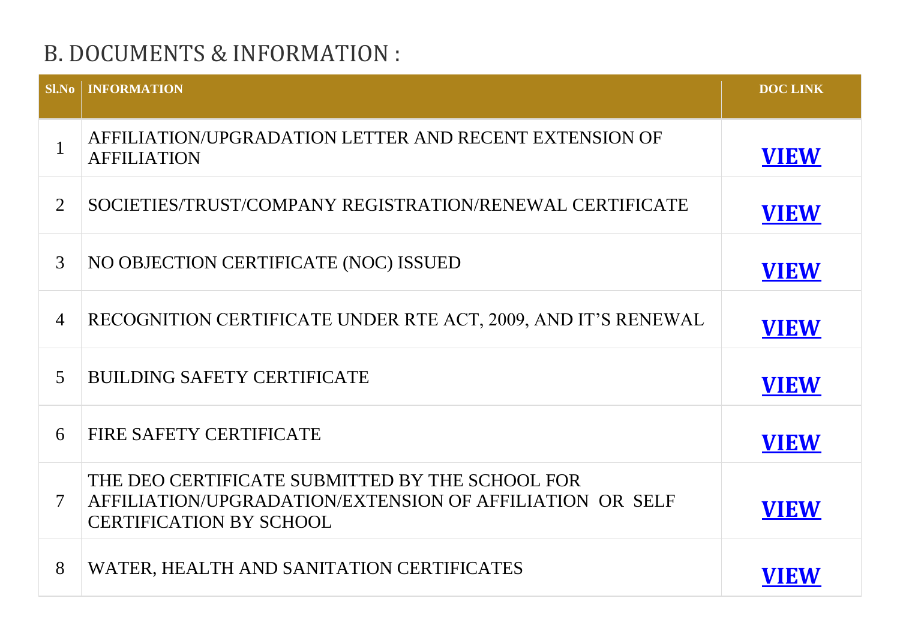## B. DOCUMENTS & INFORMATION :

| Sl.No | INFORMATION | DOC LINK |
|---|---|---|
| 1 | AFFILIATION/UPGRADATION LETTER AND RECENT EXTENSION OF AFFILIATION | **VIEW** |
| 2 | SOCIETIES/TRUST/COMPANY REGISTRATION/RENEWAL CERTIFICATE | **VIEW** |
| 3 | NO OBJECTION CERTIFICATE (NOC) ISSUED | **VIEW** |
| 4 | RECOGNITION CERTIFICATE UNDER RTE ACT, 2009, AND IT'S RENEWAL | **VIEW** |
| 5 | BUILDING SAFETY CERTIFICATE | **VIEW** |
| 6 | FIRE SAFETY CERTIFICATE | **VIEW** |
| 7 | THE DEO CERTIFICATE SUBMITTED BY THE SCHOOL FOR AFFILIATION/UPGRADATION/EXTENSION OF AFFILIATION OR SELF CERTIFICATION BY SCHOOL | **VIEW** |
| 8 | WATER, HEALTH AND SANITATION CERTIFICATES | **VIEW** |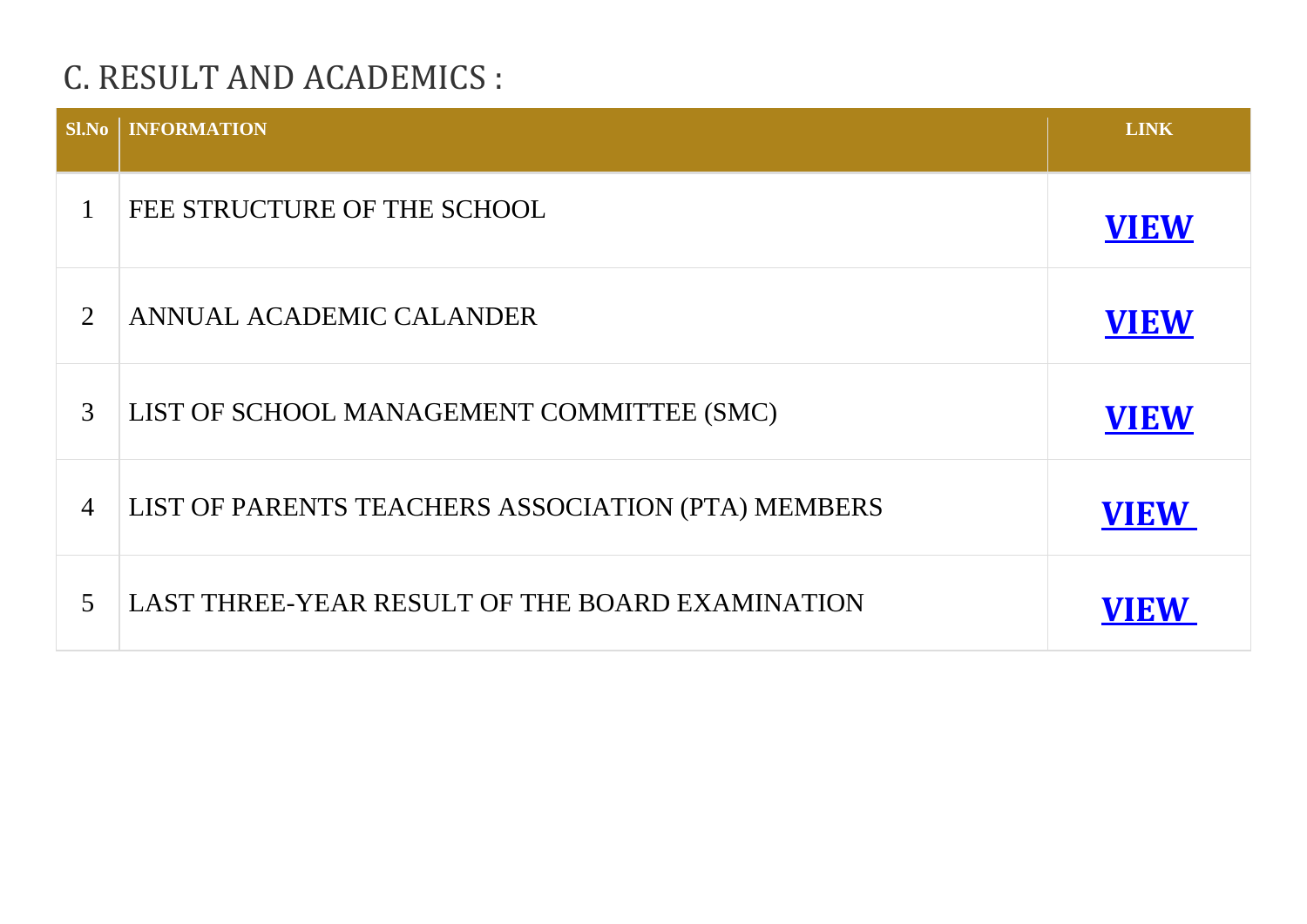## C. RESULT AND ACADEMICS :

| Sl.No | INFORMATION | LINK |
|---|---|---|
| 1 | FEE STRUCTURE OF THE SCHOOL | **VIEW** |
| 2 | ANNUAL ACADEMIC CALANDER | **VIEW** |
| 3 | LIST OF SCHOOL MANAGEMENT COMMITTEE (SMC) | **VIEW** |
| 4 | LIST OF PARENTS TEACHERS ASSOCIATION (PTA) MEMBERS | **VIEW** |
| 5 | LAST THREE-YEAR RESULT OF THE BOARD EXAMINATION | **VIEW** |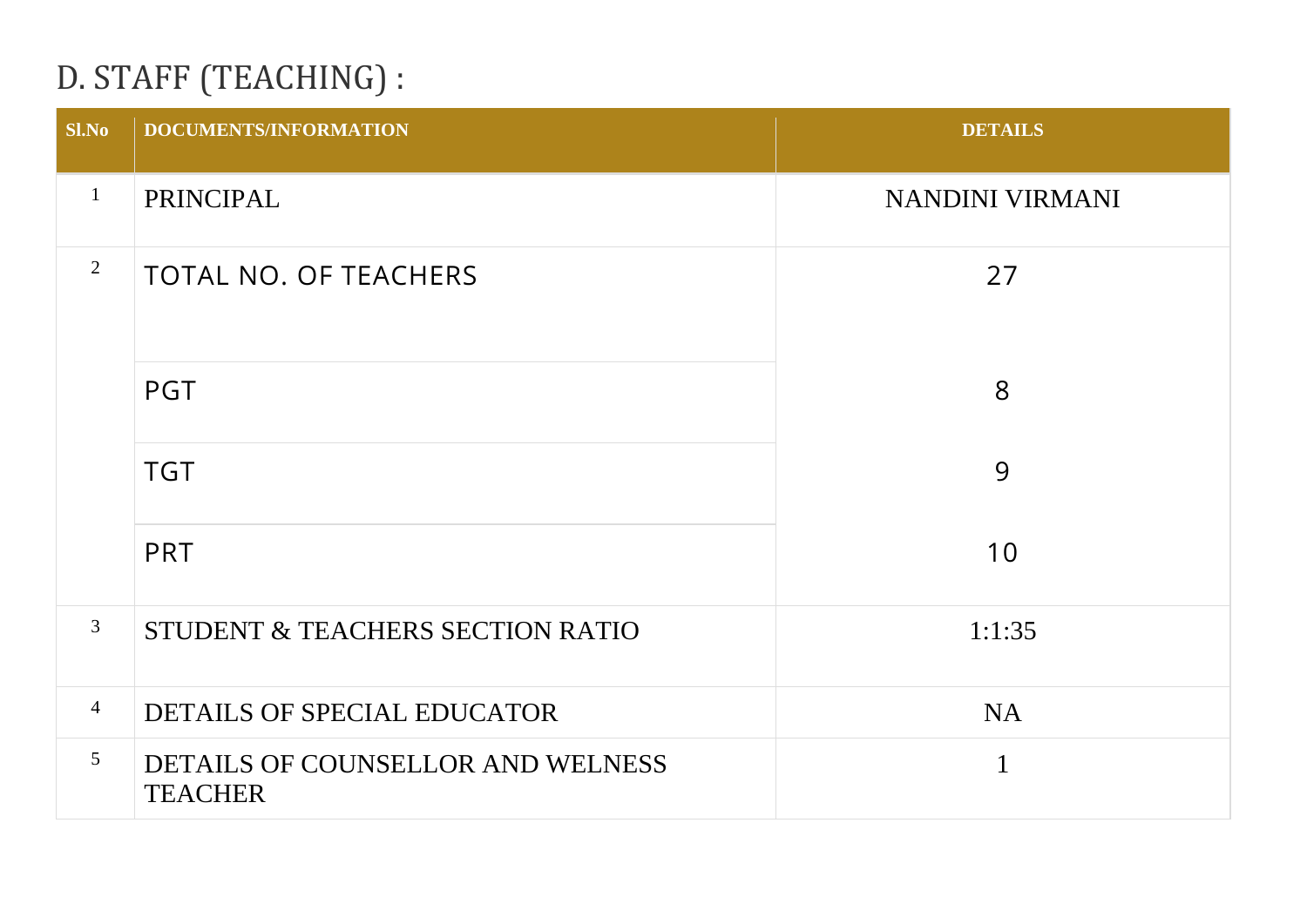## D. STAFF (TEACHING) :

| Sl.No | DOCUMENTS/INFORMATION | DETAILS |
|---|---|---|
| 1 | PRINCIPAL | NANDINI VIRMANI |
| 2 | TOTAL NO. OF TEACHERS | 27 |
| | PGT | 8 |
| | TGT | 9 |
| | PRT | 10 |
| 3 | STUDENT & TEACHERS SECTION RATIO | 1:1:35 |
| 4 | DETAILS OF SPECIAL EDUCATOR | NA |
| 5 | DETAILS OF COUNSELLOR AND WELNESS TEACHER | 1 |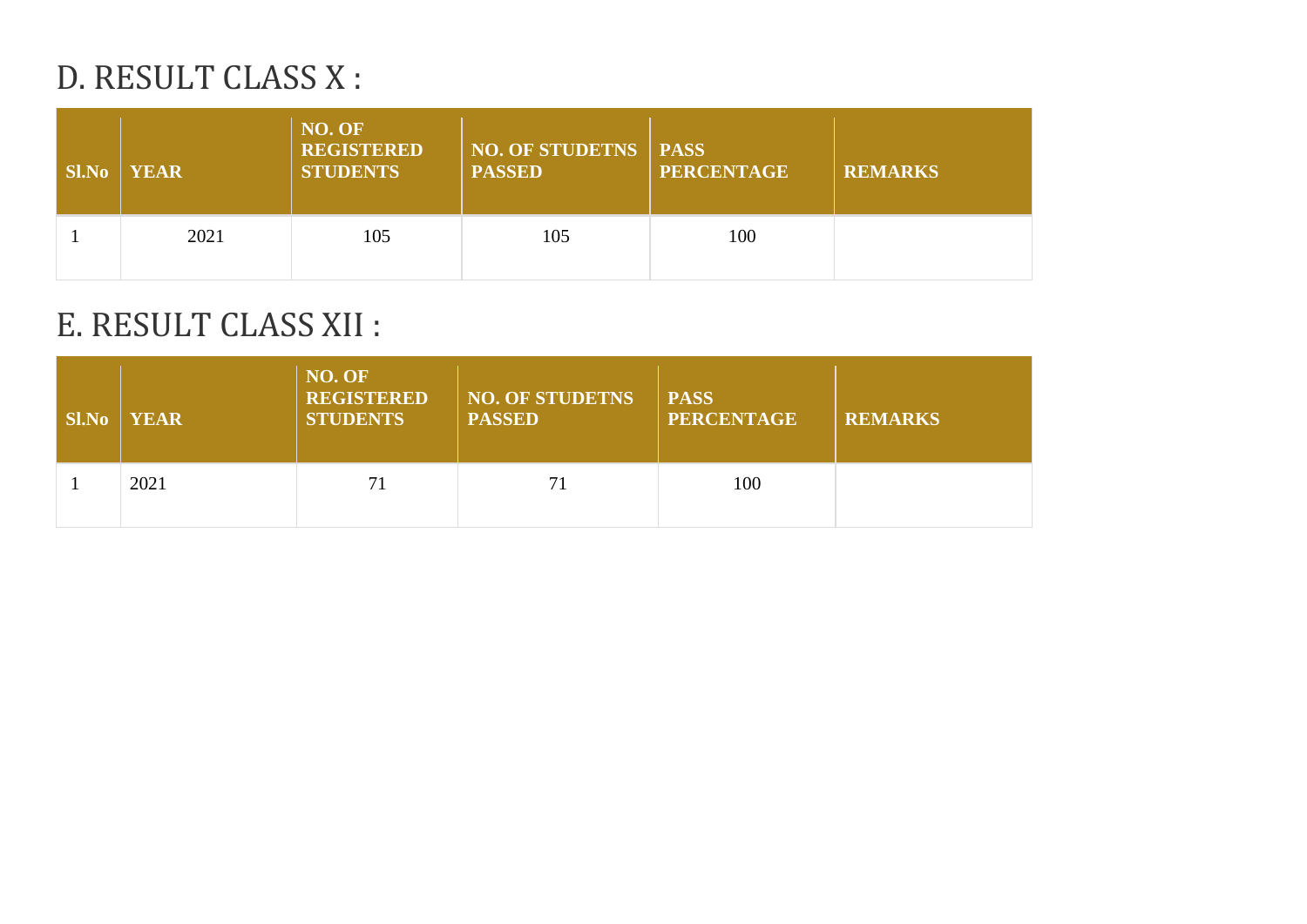## D. RESULT CLASS X :

| Sl.No | YEAR | NO. OF REGISTERED STUDENTS | NO. OF STUDETNS PASSED | PASS PERCENTAGE | REMARKS |
|---|---|---|---|---|---|
| 1 | 2021 | 105 | 105 | 100 | |

## E. RESULT CLASS XII :

| Sl.No | YEAR | NO. OF REGISTERED STUDENTS | NO. OF STUDETNS PASSED | PASS PERCENTAGE | REMARKS |
|---|---|---|---|---|---|
| 1 | 2021 | 71 | 71 | 100 | |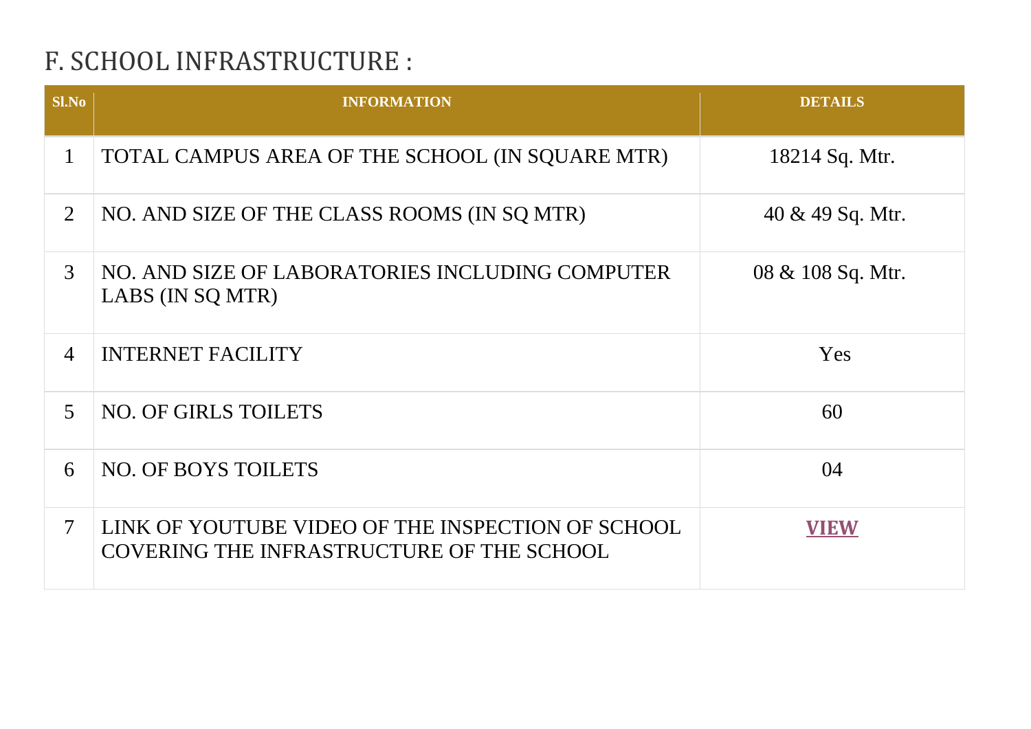# F. SCHOOL INFRASTRUCTURE :

| Sl.No | INFORMATION | DETAILS |
|---|---|---|
| 1 | TOTAL CAMPUS AREA OF THE SCHOOL (IN SQUARE MTR) | 18214 Sq. Mtr. |
| 2 | NO. AND SIZE OF THE CLASS ROOMS (IN SQ MTR) | 40 & 49 Sq. Mtr. |
| 3 | NO. AND SIZE OF LABORATORIES INCLUDING COMPUTER LABS (IN SQ MTR) | 08 & 108 Sq. Mtr. |
| 4 | INTERNET FACILITY | Yes |
| 5 | NO. OF GIRLS TOILETS | 60 |
| 6 | NO. OF BOYS TOILETS | 04 |
| 7 | LINK OF YOUTUBE VIDEO OF THE INSPECTION OF SCHOOL COVERING THE INFRASTRUCTURE OF THE SCHOOL | **VIEW** |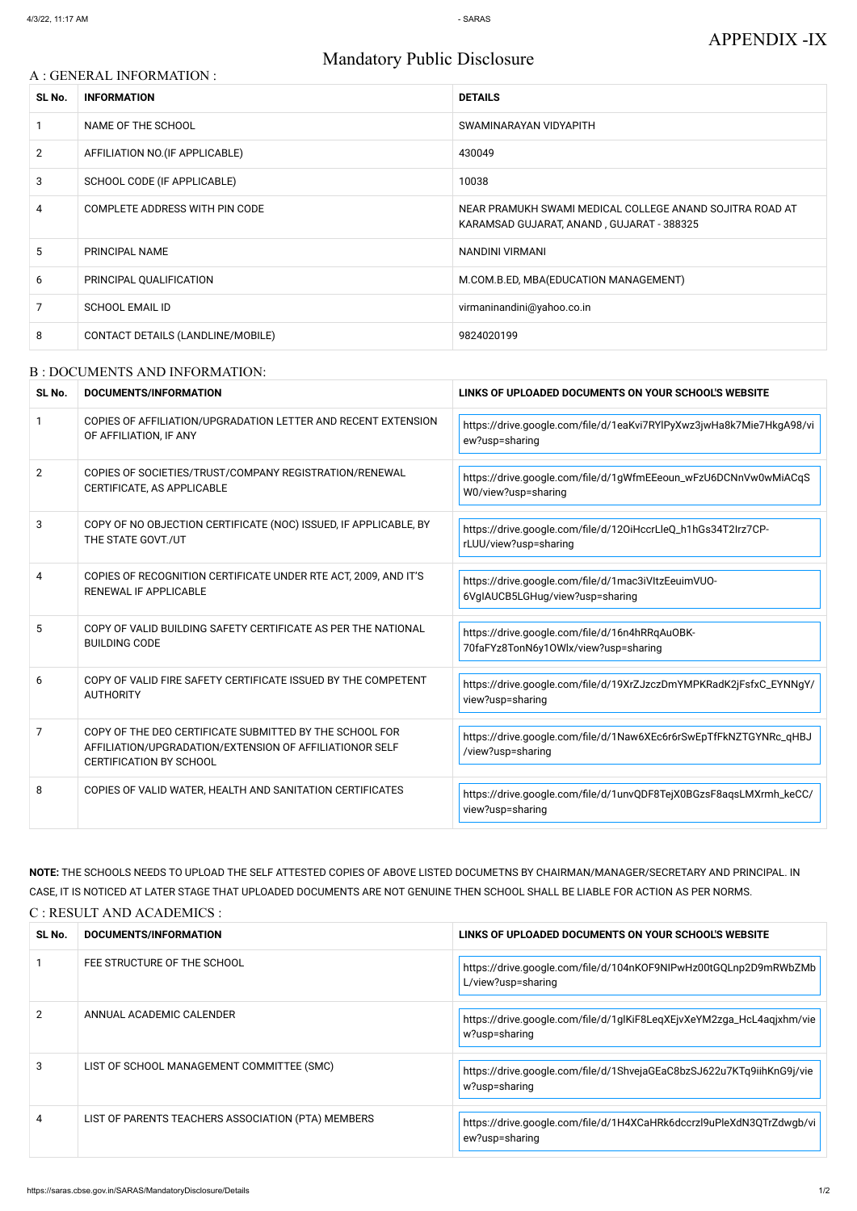APPENDIX -IX

# Mandatory Public Disclosure

## A : GENERAL INFORMATION :

| SL No. | INFORMATION | DETAILS |
|---|---|---|
| 1 | NAME OF THE SCHOOL | SWAMINARAYAN VIDYAPITH |
| 2 | AFFILIATION NO.(IF APPLICABLE) | 430049 |
| 3 | SCHOOL CODE (IF APPLICABLE) | 10038 |
| 4 | COMPLETE ADDRESS WITH PIN CODE | NEAR PRAMUKH SWAMI MEDICAL COLLEGE ANAND SOJITRA ROAD AT KARAMSAD GUJARAT, ANAND , GUJARAT - 388325 |
| 5 | PRINCIPAL NAME | NANDINI VIRMANI |
| 6 | PRINCIPAL QUALIFICATION | M.COM.B.ED, MBA(EDUCATION MANAGEMENT) |
| 7 | SCHOOL EMAIL ID | virmaninandini@yahoo.co.in |
| 8 | CONTACT DETAILS (LANDLINE/MOBILE) | 9824020199 |

## B : DOCUMENTS AND INFORMATION:

| SL No. | DOCUMENTS/INFORMATION | LINKS OF UPLOADED DOCUMENTS ON YOUR SCHOOL'S WEBSITE |
|---|---|---|
| 1 | COPIES OF AFFILIATION/UPGRADATION LETTER AND RECENT EXTENSION OF AFFILIATION, IF ANY | https://drive.google.com/file/d/1eaKvi7RYlPyXwz3jwHa8k7Mie7HkgA98/view?usp=sharing |
| 2 | COPIES OF SOCIETIES/TRUST/COMPANY REGISTRATION/RENEWAL CERTIFICATE, AS APPLICABLE | https://drive.google.com/file/d/1gWfmEEeoun_wFzU6DCNnVw0wMiACqSW0/view?usp=sharing |
| 3 | COPY OF NO OBJECTION CERTIFICATE (NOC) ISSUED, IF APPLICABLE, BY THE STATE GOVT./UT | https://drive.google.com/file/d/12OiHccrLleQ_h1hGs34T2Irz7CP-rLUU/view?usp=sharing |
| 4 | COPIES OF RECOGNITION CERTIFICATE UNDER RTE ACT, 2009, AND IT'S RENEWAL IF APPLICABLE | https://drive.google.com/file/d/1mac3iVltzEeuimVUO-6VgIAUCB5LGHug/view?usp=sharing |
| 5 | COPY OF VALID BUILDING SAFETY CERTIFICATE AS PER THE NATIONAL BUILDING CODE | https://drive.google.com/file/d/16n4hRRqAuOBK-70faFYz8TonN6y1OWlx/view?usp=sharing |
| 6 | COPY OF VALID FIRE SAFETY CERTIFICATE ISSUED BY THE COMPETENT AUTHORITY | https://drive.google.com/file/d/19XrZJzczDmYMPKRadK2jFsfxC_EYNNgY/view?usp=sharing |
| 7 | COPY OF THE DEO CERTIFICATE SUBMITTED BY THE SCHOOL FOR AFFILIATION/UPGRADATION/EXTENSION OF AFFILIATIONOR SELF CERTIFICATION BY SCHOOL | https://drive.google.com/file/d/1Naw6XEc6r6rSwEpTfFkNZTGYNRc_qHBJ/view?usp=sharing |
| 8 | COPIES OF VALID WATER, HEALTH AND SANITATION CERTIFICATES | https://drive.google.com/file/d/1unvQDF8TejX0BGzsF8aqsLMXrmh_keCC/view?usp=sharing |

**NOTE:** THE SCHOOLS NEEDS TO UPLOAD THE SELF ATTESTED COPIES OF ABOVE LISTED DOCUMETNS BY CHAIRMAN/MANAGER/SECRETARY AND PRINCIPAL. IN CASE, IT IS NOTICED AT LATER STAGE THAT UPLOADED DOCUMENTS ARE NOT GENUINE THEN SCHOOL SHALL BE LIABLE FOR ACTION AS PER NORMS.

## C : RESULT AND ACADEMICS :

| SL No. | DOCUMENTS/INFORMATION | LINKS OF UPLOADED DOCUMENTS ON YOUR SCHOOL'S WEBSITE |
|---|---|---|
| 1 | FEE STRUCTURE OF THE SCHOOL | https://drive.google.com/file/d/104nKOF9NIPwHz00tGQLnp2D9mRWbZMbL/view?usp=sharing |
| 2 | ANNUAL ACADEMIC CALENDER | https://drive.google.com/file/d/1glKiF8LeqXEjvXeYM2zga_HcL4aqjxhm/view?usp=sharing |
| 3 | LIST OF SCHOOL MANAGEMENT COMMITTEE (SMC) | https://drive.google.com/file/d/1ShvejaGEaC8bzSJ622u7KTq9iihKnG9j/view?usp=sharing |
| 4 | LIST OF PARENTS TEACHERS ASSOCIATION (PTA) MEMBERS | https://drive.google.com/file/d/1H4XCaHRk6dccrzl9uPleXdN3QTrZdwgb/view?usp=sharing |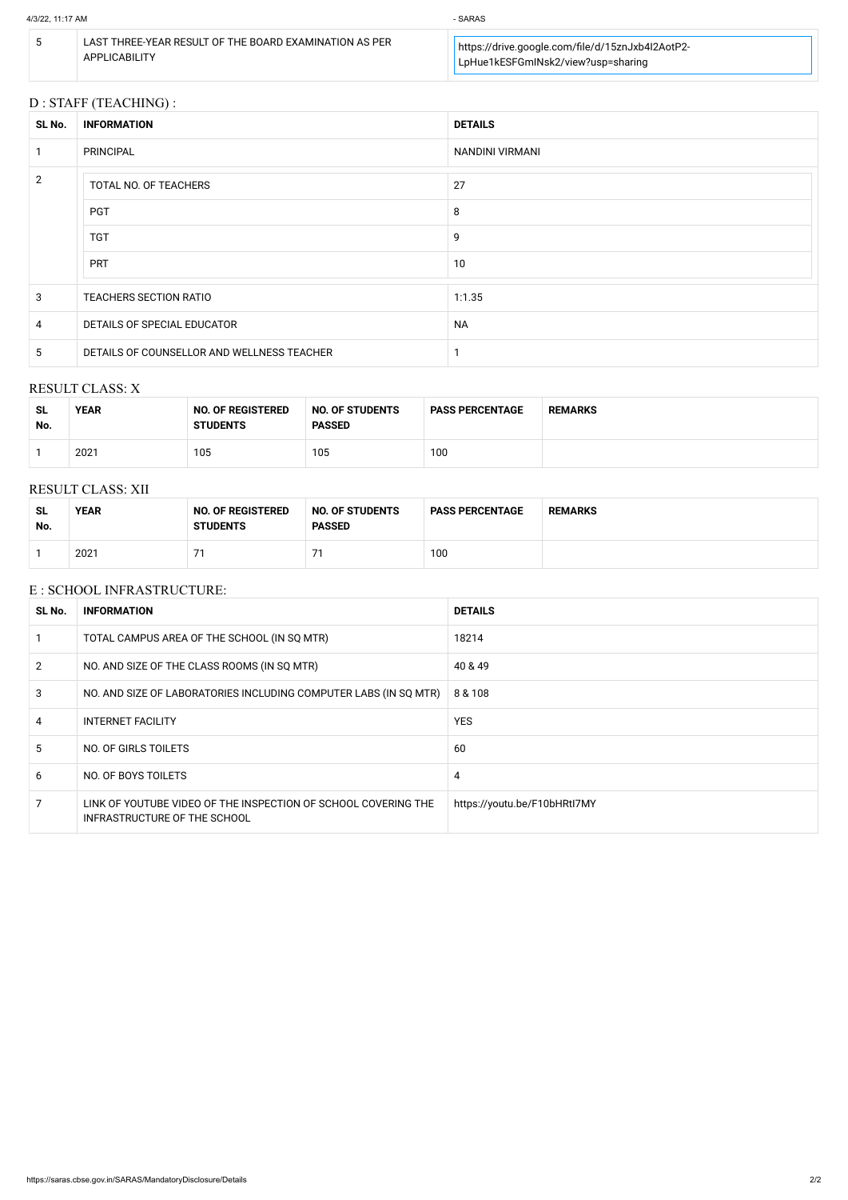| | | |
|---|---|---|
| 5 | LAST THREE-YEAR RESULT OF THE BOARD EXAMINATION AS PER APPLICABILITY | https://drive.google.com/file/d/15znJxb4I2AotP2-LpHue1kESFGmINsk2/view?usp=sharing |

## D : STAFF (TEACHING) :

| SL No. | INFORMATION | DETAILS |
|---|---|---|
| 1 | PRINCIPAL | NANDINI VIRMANI |
| 2 | TOTAL NO. OF TEACHERS | 27 |
| | PGT | 8 |
| | TGT | 9 |
| | PRT | 10 |
| 3 | TEACHERS SECTION RATIO | 1:1.35 |
| 4 | DETAILS OF SPECIAL EDUCATOR | NA |
| 5 | DETAILS OF COUNSELLOR AND WELLNESS TEACHER | 1 |

## RESULT CLASS: X

| SL No. | YEAR | NO. OF REGISTERED STUDENTS | NO. OF STUDENTS PASSED | PASS PERCENTAGE | REMARKS |
|---|---|---|---|---|---|
| 1 | 2021 | 105 | 105 | 100 | |

## RESULT CLASS: XII

| SL No. | YEAR | NO. OF REGISTERED STUDENTS | NO. OF STUDENTS PASSED | PASS PERCENTAGE | REMARKS |
|---|---|---|---|---|---|
| 1 | 2021 | 71 | 71 | 100 | |

## E : SCHOOL INFRASTRUCTURE:

| SL No. | INFORMATION | DETAILS |
|---|---|---|
| 1 | TOTAL CAMPUS AREA OF THE SCHOOL (IN SQ MTR) | 18214 |
| 2 | NO. AND SIZE OF THE CLASS ROOMS (IN SQ MTR) | 40 & 49 |
| 3 | NO. AND SIZE OF LABORATORIES INCLUDING COMPUTER LABS (IN SQ MTR) | 8 & 108 |
| 4 | INTERNET FACILITY | YES |
| 5 | NO. OF GIRLS TOILETS | 60 |
| 6 | NO. OF BOYS TOILETS | 4 |
| 7 | LINK OF YOUTUBE VIDEO OF THE INSPECTION OF SCHOOL COVERING THE INFRASTRUCTURE OF THE SCHOOL | https://youtu.be/F10bHRtI7MY |